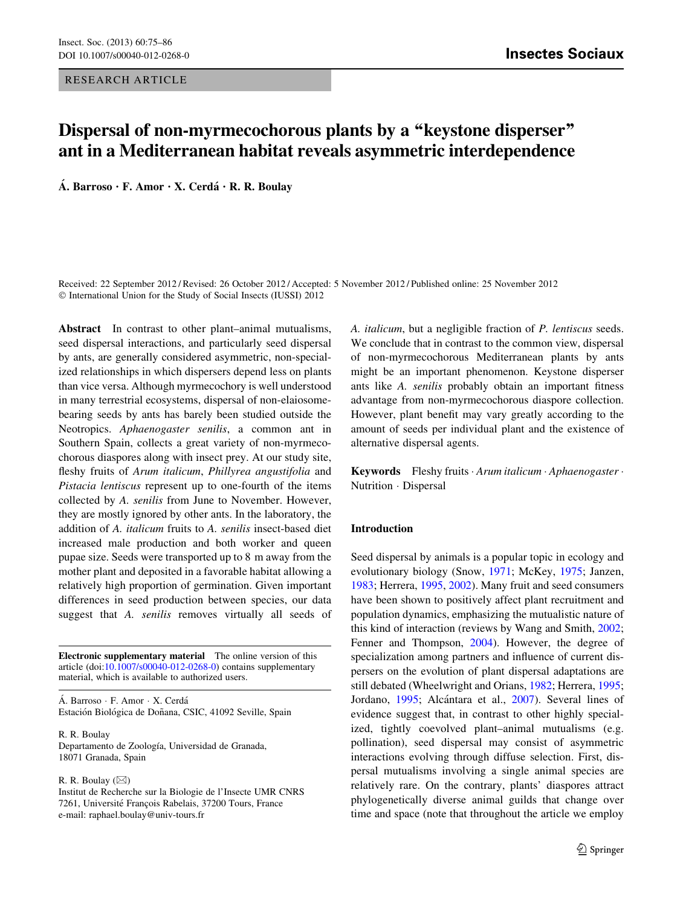RESEARCH ARTICLE

# Dispersal of non-myrmecochorous plants by a "keystone disperser" ant in a Mediterranean habitat reveals asymmetric interdependence

**Á. Barroso · F. Amor · X. Cerdá · R. R. Boulay**

Received: 22 September 2012 / Revised: 26 October 2012 / Accepted: 5 November 2012 / Published online: 25 November 2012
© International Union for the Study of Social Insects (IUSSI) 2012

**Abstract** In contrast to other plant–animal mutualisms, seed dispersal interactions, and particularly seed dispersal by ants, are generally considered asymmetric, non-specialized relationships in which dispersers depend less on plants than vice versa. Although myrmecochory is well understood in many terrestrial ecosystems, dispersal of non-elaiosome-bearing seeds by ants has barely been studied outside the Neotropics. *Aphaenogaster senilis*, a common ant in Southern Spain, collects a great variety of non-myrmecochorous diaspores along with insect prey. At our study site, fleshy fruits of *Arum italicum*, *Phillyrea angustifolia* and *Pistacia lentiscus* represent up to one-fourth of the items collected by *A. senilis* from June to November. However, they are mostly ignored by other ants. In the laboratory, the addition of *A. italicum* fruits to *A. senilis* insect-based diet increased male production and both worker and queen pupae size. Seeds were transported up to 8 m away from the mother plant and deposited in a favorable habitat allowing a relatively high proportion of germination. Given important differences in seed production between species, our data suggest that *A. senilis* removes virtually all seeds of *A. italicum*, but a negligible fraction of *P. lentiscus* seeds. We conclude that in contrast to the common view, dispersal of non-myrmecochorous Mediterranean plants by ants might be an important phenomenon. Keystone disperser ants like *A. senilis* probably obtain an important fitness advantage from non-myrmecochorous diaspore collection. However, plant benefit may vary greatly according to the amount of seeds per individual plant and the existence of alternative dispersal agents.

**Keywords** Fleshy fruits · *Arum italicum* · *Aphaenogaster* · Nutrition · Dispersal

**Electronic supplementary material** The online version of this article (doi:10.1007/s00040-012-0268-0) contains supplementary material, which is available to authorized users.

Á. Barroso · F. Amor · X. Cerdá
Estación Biológica de Doñana, CSIC, 41092 Seville, Spain

R. R. Boulay
Departamento de Zoología, Universidad de Granada, 18071 Granada, Spain

R. R. Boulay (✉)
Institut de Recherche sur la Biologie de l'Insecte UMR CNRS 7261, Université François Rabelais, 37200 Tours, France
e-mail: raphael.boulay@univ-tours.fr

## Introduction

Seed dispersal by animals is a popular topic in ecology and evolutionary biology (Snow, 1971; McKey, 1975; Janzen, 1983; Herrera, 1995, 2002). Many fruit and seed consumers have been shown to positively affect plant recruitment and population dynamics, emphasizing the mutualistic nature of this kind of interaction (reviews by Wang and Smith, 2002; Fenner and Thompson, 2004). However, the degree of specialization among partners and influence of current dispersers on the evolution of plant dispersal adaptations are still debated (Wheelwright and Orians, 1982; Herrera, 1995; Jordano, 1995; Alcántara et al., 2007). Several lines of evidence suggest that, in contrast to other highly specialized, tightly coevolved plant–animal mutualisms (e.g. pollination), seed dispersal may consist of asymmetric interactions evolving through diffuse selection. First, dispersal mutualisms involving a single animal species are relatively rare. On the contrary, plants' diaspores attract phylogenetically diverse animal guilds that change over time and space (note that throughout the article we employ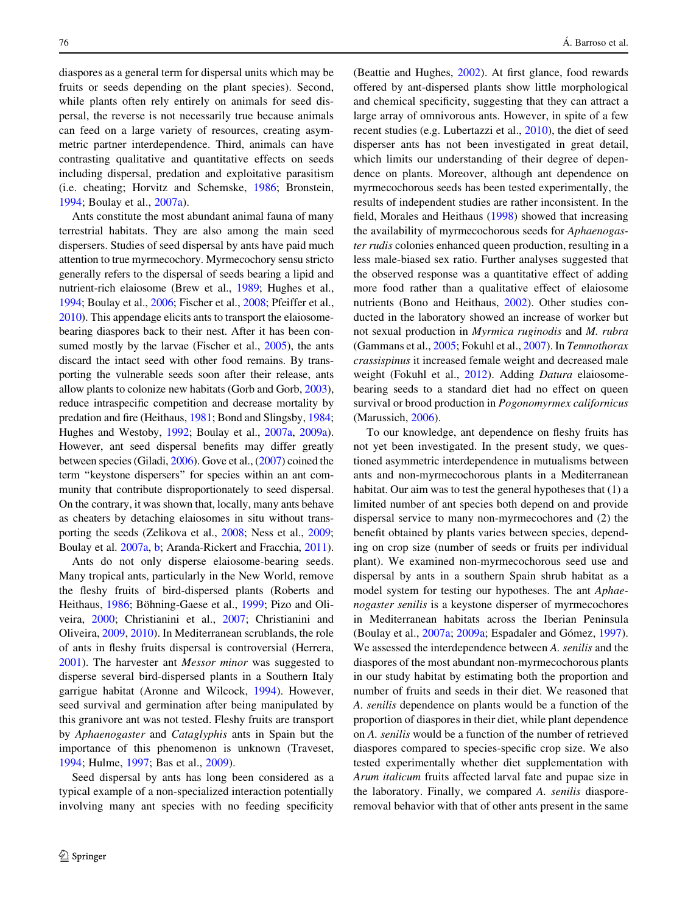diaspores as a general term for dispersal units which may be fruits or seeds depending on the plant species). Second, while plants often rely entirely on animals for seed dispersal, the reverse is not necessarily true because animals can feed on a large variety of resources, creating asymmetric partner interdependence. Third, animals can have contrasting qualitative and quantitative effects on seeds including dispersal, predation and exploitative parasitism (i.e. cheating; Horvitz and Schemske, 1986; Bronstein, 1994; Boulay et al., 2007a).

Ants constitute the most abundant animal fauna of many terrestrial habitats. They are also among the main seed dispersers. Studies of seed dispersal by ants have paid much attention to true myrmecochory. Myrmecochory sensu stricto generally refers to the dispersal of seeds bearing a lipid and nutrient-rich elaiosome (Brew et al., 1989; Hughes et al., 1994; Boulay et al., 2006; Fischer et al., 2008; Pfeiffer et al., 2010). This appendage elicits ants to transport the elaiosome-bearing diaspores back to their nest. After it has been consumed mostly by the larvae (Fischer et al., 2005), the ants discard the intact seed with other food remains. By transporting the vulnerable seeds soon after their release, ants allow plants to colonize new habitats (Gorb and Gorb, 2003), reduce intraspecific competition and decrease mortality by predation and fire (Heithaus, 1981; Bond and Slingsby, 1984; Hughes and Westoby, 1992; Boulay et al., 2007a, 2009a). However, ant seed dispersal benefits may differ greatly between species (Giladi, 2006). Gove et al., (2007) coined the term "keystone dispersers" for species within an ant community that contribute disproportionately to seed dispersal. On the contrary, it was shown that, locally, many ants behave as cheaters by detaching elaiosomes in situ without transporting the seeds (Zelikova et al., 2008; Ness et al., 2009; Boulay et al. 2007a, b; Aranda-Rickert and Fracchia, 2011).

Ants do not only disperse elaiosome-bearing seeds. Many tropical ants, particularly in the New World, remove the fleshy fruits of bird-dispersed plants (Roberts and Heithaus, 1986; Böhning-Gaese et al., 1999; Pizo and Oliveira, 2000; Christianini et al., 2007; Christianini and Oliveira, 2009, 2010). In Mediterranean scrublands, the role of ants in fleshy fruits dispersal is controversial (Herrera, 2001). The harvester ant *Messor minor* was suggested to disperse several bird-dispersed plants in a Southern Italy garrigue habitat (Aronne and Wilcock, 1994). However, seed survival and germination after being manipulated by this granivore ant was not tested. Fleshy fruits are transport by *Aphaenogaster* and *Cataglyphis* ants in Spain but the importance of this phenomenon is unknown (Traveset, 1994; Hulme, 1997; Bas et al., 2009).

Seed dispersal by ants has long been considered as a typical example of a non-specialized interaction potentially involving many ant species with no feeding specificity (Beattie and Hughes, 2002). At first glance, food rewards offered by ant-dispersed plants show little morphological and chemical specificity, suggesting that they can attract a large array of omnivorous ants. However, in spite of a few recent studies (e.g. Lubertazzi et al., 2010), the diet of seed disperser ants has not been investigated in great detail, which limits our understanding of their degree of dependence on plants. Moreover, although ant dependence on myrmecochorous seeds has been tested experimentally, the results of independent studies are rather inconsistent. In the field, Morales and Heithaus (1998) showed that increasing the availability of myrmecochorous seeds for *Aphaenogaster rudis* colonies enhanced queen production, resulting in a less male-biased sex ratio. Further analyses suggested that the observed response was a quantitative effect of adding more food rather than a qualitative effect of elaiosome nutrients (Bono and Heithaus, 2002). Other studies conducted in the laboratory showed an increase of worker but not sexual production in *Myrmica ruginodis* and *M. rubra* (Gammans et al., 2005; Fokuhl et al., 2007). In *Temnothorax crassispinus* it increased female weight and decreased male weight (Fokuhl et al., 2012). Adding *Datura* elaiosome-bearing seeds to a standard diet had no effect on queen survival or brood production in *Pogonomyrmex californicus* (Marussich, 2006).

To our knowledge, ant dependence on fleshy fruits has not yet been investigated. In the present study, we questioned asymmetric interdependence in mutualisms between ants and non-myrmecochorous plants in a Mediterranean habitat. Our aim was to test the general hypotheses that (1) a limited number of ant species both depend on and provide dispersal service to many non-myrmecochores and (2) the benefit obtained by plants varies between species, depending on crop size (number of seeds or fruits per individual plant). We examined non-myrmecochorous seed use and dispersal by ants in a southern Spain shrub habitat as a model system for testing our hypotheses. The ant *Aphaenogaster senilis* is a keystone disperser of myrmecochores in Mediterranean habitats across the Iberian Peninsula (Boulay et al., 2007a; 2009a; Espadaler and Gómez, 1997). We assessed the interdependence between *A. senilis* and the diaspores of the most abundant non-myrmecochorous plants in our study habitat by estimating both the proportion and number of fruits and seeds in their diet. We reasoned that *A. senilis* dependence on plants would be a function of the proportion of diaspores in their diet, while plant dependence on *A. senilis* would be a function of the number of retrieved diaspores compared to species-specific crop size. We also tested experimentally whether diet supplementation with *Arum italicum* fruits affected larval fate and pupae size in the laboratory. Finally, we compared *A. senilis* diaspore-removal behavior with that of other ants present in the same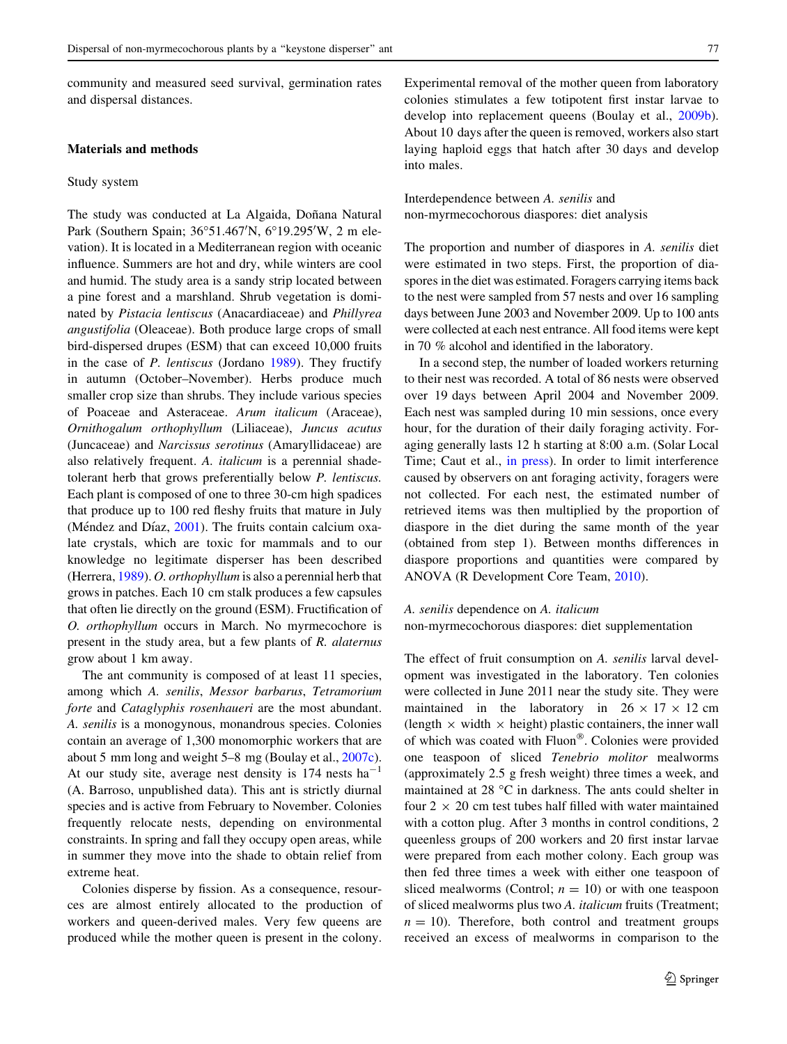community and measured seed survival, germination rates and dispersal distances.

## Materials and methods

### Study system

The study was conducted at La Algaida, Doñana Natural Park (Southern Spain; 36°51.467′N, 6°19.295′W, 2 m elevation). It is located in a Mediterranean region with oceanic influence. Summers are hot and dry, while winters are cool and humid. The study area is a sandy strip located between a pine forest and a marshland. Shrub vegetation is dominated by *Pistacia lentiscus* (Anacardiaceae) and *Phillyrea angustifolia* (Oleaceae). Both produce large crops of small bird-dispersed drupes (ESM) that can exceed 10,000 fruits in the case of *P. lentiscus* (Jordano 1989). They fructify in autumn (October–November). Herbs produce much smaller crop size than shrubs. They include various species of Poaceae and Asteraceae. *Arum italicum* (Araceae), *Ornithogalum orthophyllum* (Liliaceae), *Juncus acutus* (Juncaceae) and *Narcissus serotinus* (Amaryllidaceae) are also relatively frequent. *A. italicum* is a perennial shade-tolerant herb that grows preferentially below *P. lentiscus.* Each plant is composed of one to three 30-cm high spadices that produce up to 100 red fleshy fruits that mature in July (Méndez and Díaz, 2001). The fruits contain calcium oxalate crystals, which are toxic for mammals and to our knowledge no legitimate disperser has been described (Herrera, 1989). *O. orthophyllum* is also a perennial herb that grows in patches. Each 10 cm stalk produces a few capsules that often lie directly on the ground (ESM). Fructification of *O. orthophyllum* occurs in March. No myrmecochore is present in the study area, but a few plants of *R. alaternus* grow about 1 km away.

The ant community is composed of at least 11 species, among which *A. senilis*, *Messor barbarus*, *Tetramorium forte* and *Cataglyphis rosenhaueri* are the most abundant. *A. senilis* is a monogynous, monandrous species. Colonies contain an average of 1,300 monomorphic workers that are about 5 mm long and weight 5–8 mg (Boulay et al., 2007c). At our study site, average nest density is 174 nests $ha^{-1}$ (A. Barroso, unpublished data). This ant is strictly diurnal species and is active from February to November. Colonies frequently relocate nests, depending on environmental constraints. In spring and fall they occupy open areas, while in summer they move into the shade to obtain relief from extreme heat.

Colonies disperse by fission. As a consequence, resources are almost entirely allocated to the production of workers and queen-derived males. Very few queens are produced while the mother queen is present in the colony. Experimental removal of the mother queen from laboratory colonies stimulates a few totipotent first instar larvae to develop into replacement queens (Boulay et al., 2009b). About 10 days after the queen is removed, workers also start laying haploid eggs that hatch after 30 days and develop into males.

### Interdependence between *A. senilis* and non-myrmecochorous diaspores: diet analysis

The proportion and number of diaspores in *A. senilis* diet were estimated in two steps. First, the proportion of diaspores in the diet was estimated. Foragers carrying items back to the nest were sampled from 57 nests and over 16 sampling days between June 2003 and November 2009. Up to 100 ants were collected at each nest entrance. All food items were kept in 70 % alcohol and identified in the laboratory.

In a second step, the number of loaded workers returning to their nest was recorded. A total of 86 nests were observed over 19 days between April 2004 and November 2009. Each nest was sampled during 10 min sessions, once every hour, for the duration of their daily foraging activity. Foraging generally lasts 12 h starting at 8:00 a.m. (Solar Local Time; Caut et al., in press). In order to limit interference caused by observers on ant foraging activity, foragers were not collected. For each nest, the estimated number of retrieved items was then multiplied by the proportion of diaspore in the diet during the same month of the year (obtained from step 1). Between months differences in diaspore proportions and quantities were compared by ANOVA (R Development Core Team, 2010).

### *A. senilis* dependence on *A. italicum* non-myrmecochorous diaspores: diet supplementation

The effect of fruit consumption on *A. senilis* larval development was investigated in the laboratory. Ten colonies were collected in June 2011 near the study site. They were maintained in the laboratory in $26 \times 17 \times 12$ cm (length $\times$ width $\times$ height) plastic containers, the inner wall of which was coated with Fluon®. Colonies were provided one teaspoon of sliced *Tenebrio molitor* mealworms (approximately 2.5 g fresh weight) three times a week, and maintained at 28 °C in darkness. The ants could shelter in four $2 \times 20$ cm test tubes half filled with water maintained with a cotton plug. After 3 months in control conditions, 2 queenless groups of 200 workers and 20 first instar larvae were prepared from each mother colony. Each group was then fed three times a week with either one teaspoon of sliced mealworms (Control; $n = 10$) or with one teaspoon of sliced mealworms plus two *A. italicum* fruits (Treatment; $n = 10$). Therefore, both control and treatment groups received an excess of mealworms in comparison to the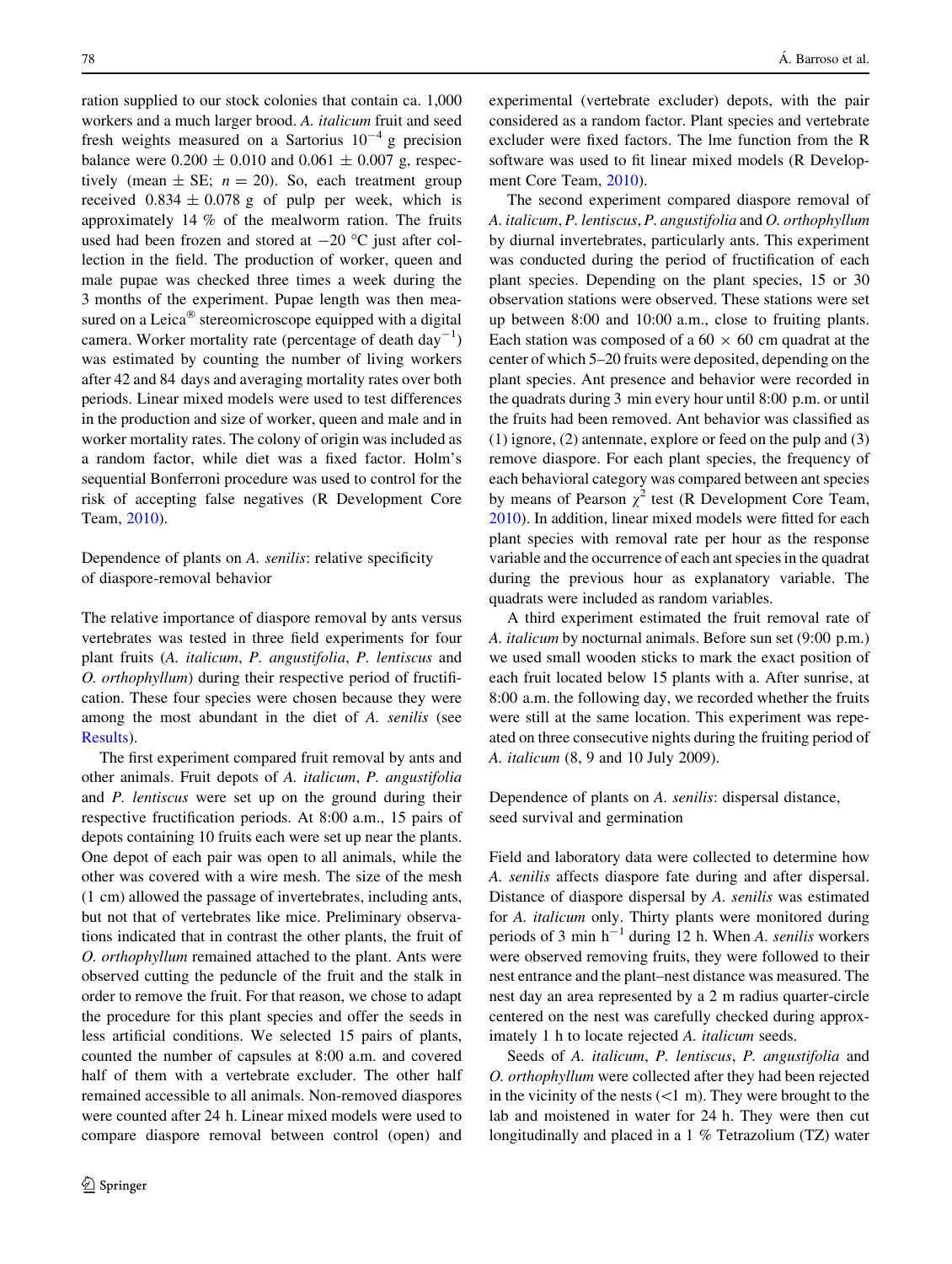ration supplied to our stock colonies that contain ca. 1,000 workers and a much larger brood. *A. italicum* fruit and seed fresh weights measured on a Sartorius $10^{-4}$ g precision balance were $0.200 \pm 0.010$ and $0.061 \pm 0.007$ g, respectively (mean ± SE; $n = 20$). So, each treatment group received $0.834 \pm 0.078$ g of pulp per week, which is approximately 14 % of the mealworm ration. The fruits used had been frozen and stored at −20 °C just after collection in the field. The production of worker, queen and male pupae was checked three times a week during the 3 months of the experiment. Pupae length was then measured on a Leica® stereomicroscope equipped with a digital camera. Worker mortality rate (percentage of death day$^{-1}$) was estimated by counting the number of living workers after 42 and 84 days and averaging mortality rates over both periods. Linear mixed models were used to test differences in the production and size of worker, queen and male and in worker mortality rates. The colony of origin was included as a random factor, while diet was a fixed factor. Holm's sequential Bonferroni procedure was used to control for the risk of accepting false negatives (R Development Core Team, 2010).

### Dependence of plants on *A. senilis*: relative specificity of diaspore-removal behavior

The relative importance of diaspore removal by ants versus vertebrates was tested in three field experiments for four plant fruits (*A. italicum*, *P. angustifolia*, *P. lentiscus* and *O. orthophyllum*) during their respective period of fructification. These four species were chosen because they were among the most abundant in the diet of *A. senilis* (see Results).

The first experiment compared fruit removal by ants and other animals. Fruit depots of *A. italicum*, *P. angustifolia* and *P. lentiscus* were set up on the ground during their respective fructification periods. At 8:00 a.m., 15 pairs of depots containing 10 fruits each were set up near the plants. One depot of each pair was open to all animals, while the other was covered with a wire mesh. The size of the mesh (1 cm) allowed the passage of invertebrates, including ants, but not that of vertebrates like mice. Preliminary observations indicated that in contrast the other plants, the fruit of *O. orthophyllum* remained attached to the plant. Ants were observed cutting the peduncle of the fruit and the stalk in order to remove the fruit. For that reason, we chose to adapt the procedure for this plant species and offer the seeds in less artificial conditions. We selected 15 pairs of plants, counted the number of capsules at 8:00 a.m. and covered half of them with a vertebrate excluder. The other half remained accessible to all animals. Non-removed diaspores were counted after 24 h. Linear mixed models were used to compare diaspore removal between control (open) and experimental (vertebrate excluder) depots, with the pair considered as a random factor. Plant species and vertebrate excluder were fixed factors. The lme function from the R software was used to fit linear mixed models (R Development Core Team, 2010).

The second experiment compared diaspore removal of *A. italicum*, *P. lentiscus*, *P. angustifolia* and *O. orthophyllum* by diurnal invertebrates, particularly ants. This experiment was conducted during the period of fructification of each plant species. Depending on the plant species, 15 or 30 observation stations were observed. These stations were set up between 8:00 and 10:00 a.m., close to fruiting plants. Each station was composed of a 60 × 60 cm quadrat at the center of which 5–20 fruits were deposited, depending on the plant species. Ant presence and behavior were recorded in the quadrats during 3 min every hour until 8:00 p.m. or until the fruits had been removed. Ant behavior was classified as (1) ignore, (2) antennate, explore or feed on the pulp and (3) remove diaspore. For each plant species, the frequency of each behavioral category was compared between ant species by means of Pearson $\chi^2$ test (R Development Core Team, 2010). In addition, linear mixed models were fitted for each plant species with removal rate per hour as the response variable and the occurrence of each ant species in the quadrat during the previous hour as explanatory variable. The quadrats were included as random variables.

A third experiment estimated the fruit removal rate of *A. italicum* by nocturnal animals. Before sun set (9:00 p.m.) we used small wooden sticks to mark the exact position of each fruit located below 15 plants with a. After sunrise, at 8:00 a.m. the following day, we recorded whether the fruits were still at the same location. This experiment was repeated on three consecutive nights during the fruiting period of *A. italicum* (8, 9 and 10 July 2009).

### Dependence of plants on *A. senilis*: dispersal distance, seed survival and germination

Field and laboratory data were collected to determine how *A. senilis* affects diaspore fate during and after dispersal. Distance of diaspore dispersal by *A. senilis* was estimated for *A. italicum* only. Thirty plants were monitored during periods of 3 min h$^{-1}$ during 12 h. When *A. senilis* workers were observed removing fruits, they were followed to their nest entrance and the plant–nest distance was measured. The nest day an area represented by a 2 m radius quarter-circle centered on the nest was carefully checked during approximately 1 h to locate rejected *A. italicum* seeds.

Seeds of *A. italicum*, *P. lentiscus*, *P. angustifolia* and *O. orthophyllum* were collected after they had been rejected in the vicinity of the nests (<1 m). They were brought to the lab and moistened in water for 24 h. They were then cut longitudinally and placed in a 1 % Tetrazolium (TZ) water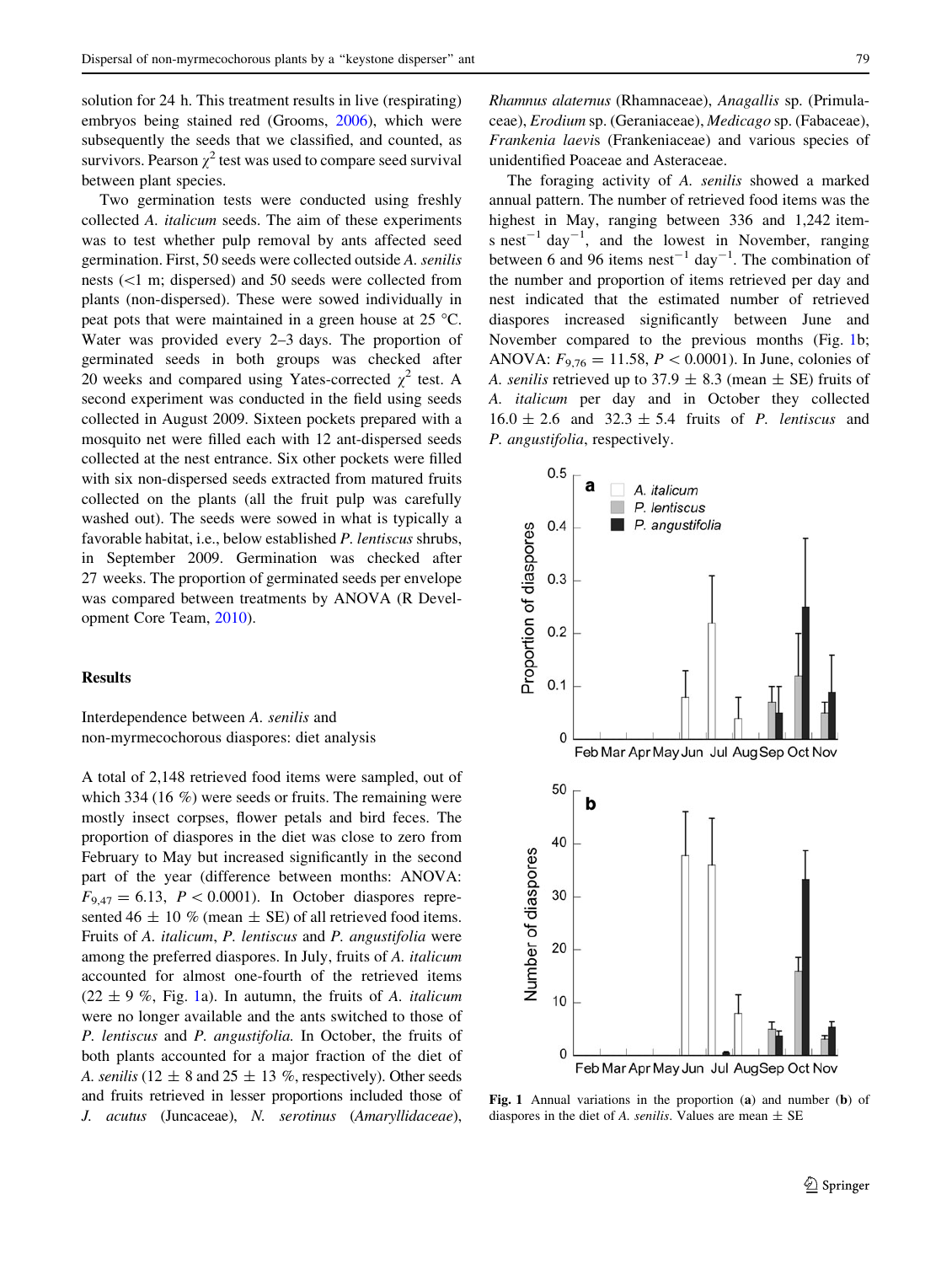solution for 24 h. This treatment results in live (respirating) embryos being stained red (Grooms, 2006), which were subsequently the seeds that we classified, and counted, as survivors. Pearson $\chi^2$ test was used to compare seed survival between plant species.

Two germination tests were conducted using freshly collected *A. italicum* seeds. The aim of these experiments was to test whether pulp removal by ants affected seed germination. First, 50 seeds were collected outside *A. senilis* nests (<1 m; dispersed) and 50 seeds were collected from plants (non-dispersed). These were sowed individually in peat pots that were maintained in a green house at 25 °C. Water was provided every 2–3 days. The proportion of germinated seeds in both groups was checked after 20 weeks and compared using Yates-corrected $\chi^2$ test. A second experiment was conducted in the field using seeds collected in August 2009. Sixteen pockets prepared with a mosquito net were filled each with 12 ant-dispersed seeds collected at the nest entrance. Six other pockets were filled with six non-dispersed seeds extracted from matured fruits collected on the plants (all the fruit pulp was carefully washed out). The seeds were sowed in what is typically a favorable habitat, i.e., below established *P. lentiscus* shrubs, in September 2009. Germination was checked after 27 weeks. The proportion of germinated seeds per envelope was compared between treatments by ANOVA (R Development Core Team, 2010).

## Results

### Interdependence between *A. senilis* and non-myrmecochorous diaspores: diet analysis

A total of 2,148 retrieved food items were sampled, out of which 334 (16 %) were seeds or fruits. The remaining were mostly insect corpses, flower petals and bird feces. The proportion of diaspores in the diet was close to zero from February to May but increased significantly in the second part of the year (difference between months: ANOVA: $F_{9,47} = 6.13$, $P < 0.0001$). In October diaspores represented 46 ± 10 % (mean ± SE) of all retrieved food items. Fruits of *A. italicum*, *P. lentiscus* and *P. angustifolia* were among the preferred diaspores. In July, fruits of *A. italicum* accounted for almost one-fourth of the retrieved items (22 ± 9 %, Fig. 1a). In autumn, the fruits of *A. italicum* were no longer available and the ants switched to those of *P. lentiscus* and *P. angustifolia.* In October, the fruits of both plants accounted for a major fraction of the diet of *A. senilis* (12 ± 8 and 25 ± 13 %, respectively). Other seeds and fruits retrieved in lesser proportions included those of *J. acutus* (Juncaceae), *N. serotinus* (Amaryllidaceae), *Rhamnus alaternus* (Rhamnaceae), *Anagallis* sp. (Primulaceae), *Erodium* sp. (Geraniaceae), *Medicago* sp. (Fabaceae), *Frankenia laevis* (Frankeniaceae) and various species of unidentified Poaceae and Asteraceae.

The foraging activity of *A. senilis* showed a marked annual pattern. The number of retrieved food items was the highest in May, ranging between 336 and 1,242 items $nest^{-1}$ $day^{-1}$, and the lowest in November, ranging between 6 and 96 items $nest^{-1}$ $day^{-1}$. The combination of the number and proportion of items retrieved per day and nest indicated that the estimated number of retrieved diaspores increased significantly between June and November compared to the previous months (Fig. 1b; ANOVA: $F_{9,76} = 11.58$, $P < 0.0001$). In June, colonies of *A. senilis* retrieved up to 37.9 ± 8.3 (mean ± SE) fruits of *A. italicum* per day and in October they collected 16.0 ± 2.6 and 32.3 ± 5.4 fruits of *P. lentiscus* and *P. angustifolia*, respectively.

**Fig. 1** Annual variations in the proportion (**a**) and number (**b**) of diaspores in the diet of *A. senilis*. Values are mean ± SE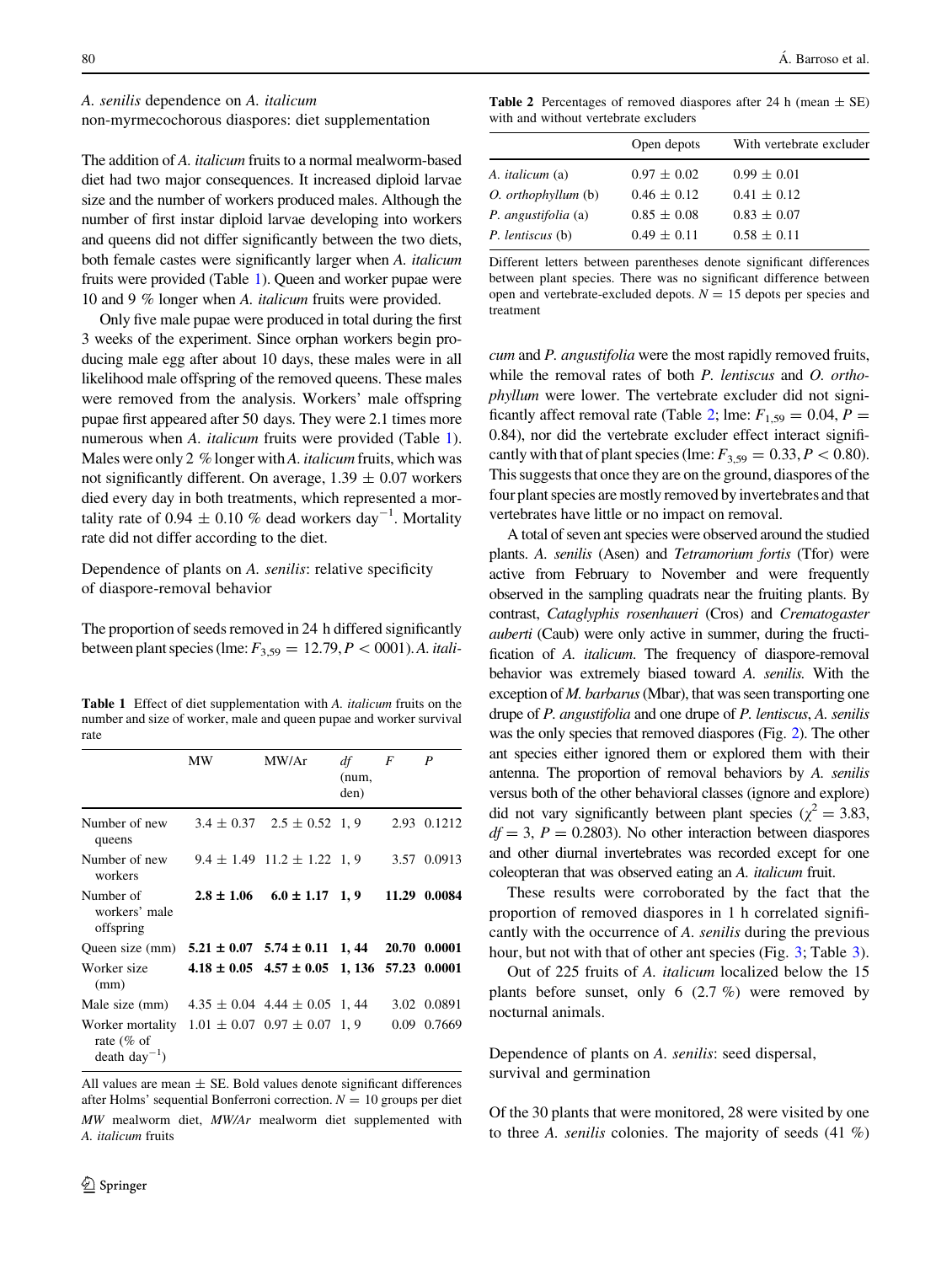*A. senilis* dependence on *A. italicum* non-myrmecochorous diaspores: diet supplementation

The addition of *A. italicum* fruits to a normal mealworm-based diet had two major consequences. It increased diploid larvae size and the number of workers produced males. Although the number of first instar diploid larvae developing into workers and queens did not differ significantly between the two diets, both female castes were significantly larger when *A. italicum* fruits were provided (Table 1). Queen and worker pupae were 10 and 9 % longer when *A. italicum* fruits were provided.

Only five male pupae were produced in total during the first 3 weeks of the experiment. Since orphan workers begin producing male egg after about 10 days, these males were in all likelihood male offspring of the removed queens. These males were removed from the analysis. Workers' male offspring pupae first appeared after 50 days. They were 2.1 times more numerous when *A. italicum* fruits were provided (Table 1). Males were only 2 % longer with *A. italicum* fruits, which was not significantly different. On average, 1.39 ± 0.07 workers died every day in both treatments, which represented a mortality rate of 0.94 ± 0.10 % dead workers $day^{-1}$. Mortality rate did not differ according to the diet.

**Table 1** Effect of diet supplementation with *A. italicum* fruits on the number and size of worker, male and queen pupae and worker survival rate

| | MW | MW/Ar | *df* (num, den) | *F* | *P* |
|---|---|---|---|---|---|
| Number of new queens | 3.4 ± 0.37 | 2.5 ± 0.52 | 1, 9 | 2.93 | 0.1212 |
| Number of new workers | 9.4 ± 1.49 | 11.2 ± 1.22 | 1, 9 | 3.57 | 0.0913 |
| Number of workers' male offspring | **2.8 ± 1.06** | **6.0 ± 1.17** | **1, 9** | **11.29** | **0.0084** |
| Queen size (mm) | **5.21 ± 0.07** | **5.74 ± 0.11** | **1, 44** | **20.70** | **0.0001** |
| Worker size (mm) | **4.18 ± 0.05** | **4.57 ± 0.05** | **1, 136** | **57.23** | **0.0001** |
| Male size (mm) | 4.35 ± 0.04 | 4.44 ± 0.05 | 1, 44 | 3.02 | 0.0891 |
| Worker mortality rate (% of death $day^{-1}$) | 1.01 ± 0.07 | 0.97 ± 0.07 | 1, 9 | 0.09 | 0.7669 |

All values are mean ± SE. Bold values denote significant differences after Holms' sequential Bonferroni correction. $N = 10$ groups per diet

*MW* mealworm diet, *MW/Ar* mealworm diet supplemented with *A. italicum* fruits

Dependence of plants on *A. senilis*: relative specificity of diaspore-removal behavior

The proportion of seeds removed in 24 h differed significantly between plant species (lme: $F_{3,59} = 12.79, P < 0001$). *A. italicum* and *P. angustifolia* were the most rapidly removed fruits, while the removal rates of both *P. lentiscus* and *O. orthophyllum* were lower. The vertebrate excluder did not significantly affect removal rate (Table 2; lme: $F_{1,59} = 0.04, P = 0.84$), nor did the vertebrate excluder effect interact significantly with that of plant species (lme: $F_{3,59} = 0.33, P < 0.80$). This suggests that once they are on the ground, diaspores of the four plant species are mostly removed by invertebrates and that vertebrates have little or no impact on removal.

**Table 2** Percentages of removed diaspores after 24 h (mean ± SE) with and without vertebrate excluders

| | Open depots | With vertebrate excluder |
|---|---|---|
| *A. italicum* (a) | 0.97 ± 0.02 | 0.99 ± 0.01 |
| *O. orthophyllum* (b) | 0.46 ± 0.12 | 0.41 ± 0.12 |
| *P. angustifolia* (a) | 0.85 ± 0.08 | 0.83 ± 0.07 |
| *P. lentiscus* (b) | 0.49 ± 0.11 | 0.58 ± 0.11 |

Different letters between parentheses denote significant differences between plant species. There was no significant difference between open and vertebrate-excluded depots. $N = 15$ depots per species and treatment

A total of seven ant species were observed around the studied plants. *A. senilis* (Asen) and *Tetramorium fortis* (Tfor) were active from February to November and were frequently observed in the sampling quadrats near the fruiting plants. By contrast, *Cataglyphis rosenhaueri* (Cros) and *Crematogaster auberti* (Caub) were only active in summer, during the fructification of *A. italicum*. The frequency of diaspore-removal behavior was extremely biased toward *A. senilis*. With the exception of *M. barbarus* (Mbar), that was seen transporting one drupe of *P. angustifolia* and one drupe of *P. lentiscus*, *A. senilis* was the only species that removed diaspores (Fig. 2). The other ant species either ignored them or explored them with their antenna. The proportion of removal behaviors by *A. senilis* versus both of the other behavioral classes (ignore and explore) did not vary significantly between plant species ($\chi^2 = 3.83$, $df = 3$, $P = 0.2803$). No other interaction between diaspores and other diurnal invertebrates was recorded except for one coleopteran that was observed eating an *A. italicum* fruit.

These results were corroborated by the fact that the proportion of removed diaspores in 1 h correlated significantly with the occurrence of *A. senilis* during the previous hour, but not with that of other ant species (Fig. 3; Table 3).

Out of 225 fruits of *A. italicum* localized below the 15 plants before sunset, only 6 (2.7 %) were removed by nocturnal animals.

Dependence of plants on *A. senilis*: seed dispersal, survival and germination

Of the 30 plants that were monitored, 28 were visited by one to three *A. senilis* colonies. The majority of seeds (41 %)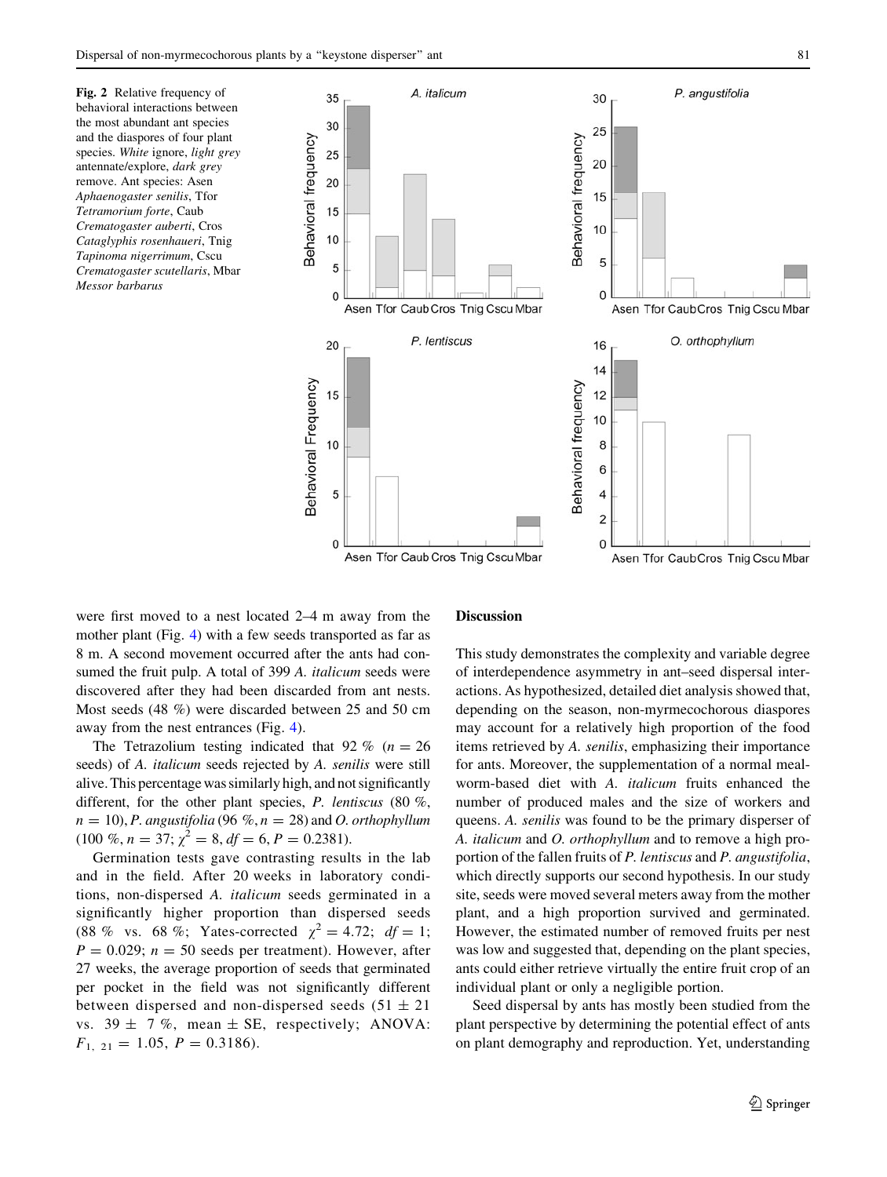Fig. 2 Relative frequency of behavioral interactions between the most abundant ant species and the diaspores of four plant species. *White* ignore, *light grey* antennate/explore, *dark grey* remove. Ant species: Asen *Aphaenogaster senilis*, Tfor *Tetramorium forte*, Caub *Crematogaster auberti*, Cros *Cataglyphis rosenhaueri*, Tnig *Tapinoma nigerrimum*, Cscu *Crematogaster scutellaris*, Mbar *Messor barbarus*

were first moved to a nest located 2–4 m away from the mother plant (Fig. 4) with a few seeds transported as far as 8 m. A second movement occurred after the ants had consumed the fruit pulp. A total of 399 *A. italicum* seeds were discovered after they had been discarded from ant nests. Most seeds (48 %) were discarded between 25 and 50 cm away from the nest entrances (Fig. 4).

The Tetrazolium testing indicated that 92 % ($n = 26$ seeds) of *A. italicum* seeds rejected by *A. senilis* were still alive. This percentage was similarly high, and not significantly different, for the other plant species, *P. lentiscus* (80 %, $n = 10$), *P. angustifolia* (96 %, $n = 28$) and *O. orthophyllum* (100 %, $n = 37$; $\chi^2 = 8$, $df = 6$, $P = 0.2381$).

Germination tests gave contrasting results in the lab and in the field. After 20 weeks in laboratory conditions, non-dispersed *A. italicum* seeds germinated in a significantly higher proportion than dispersed seeds (88 % vs. 68 %; Yates-corrected $\chi^2 = 4.72$; $df = 1$; $P = 0.029$; $n = 50$ seeds per treatment). However, after 27 weeks, the average proportion of seeds that germinated per pocket in the field was not significantly different between dispersed and non-dispersed seeds ($51 \pm 21$ vs. $39 \pm 7$ %, mean ± SE, respectively; ANOVA: $F_{1,\ 21} = 1.05$, $P = 0.3186$).

## Discussion

This study demonstrates the complexity and variable degree of interdependence asymmetry in ant–seed dispersal interactions. As hypothesized, detailed diet analysis showed that, depending on the season, non-myrmecochorous diaspores may account for a relatively high proportion of the food items retrieved by *A. senilis*, emphasizing their importance for ants. Moreover, the supplementation of a normal mealworm-based diet with *A. italicum* fruits enhanced the number of produced males and the size of workers and queens. *A. senilis* was found to be the primary disperser of *A. italicum* and *O. orthophyllum* and to remove a high proportion of the fallen fruits of *P. lentiscus* and *P. angustifolia*, which directly supports our second hypothesis. In our study site, seeds were moved several meters away from the mother plant, and a high proportion survived and germinated. However, the estimated number of removed fruits per nest was low and suggested that, depending on the plant species, ants could either retrieve virtually the entire fruit crop of an individual plant or only a negligible portion.

Seed dispersal by ants has mostly been studied from the plant perspective by determining the potential effect of ants on plant demography and reproduction. Yet, understanding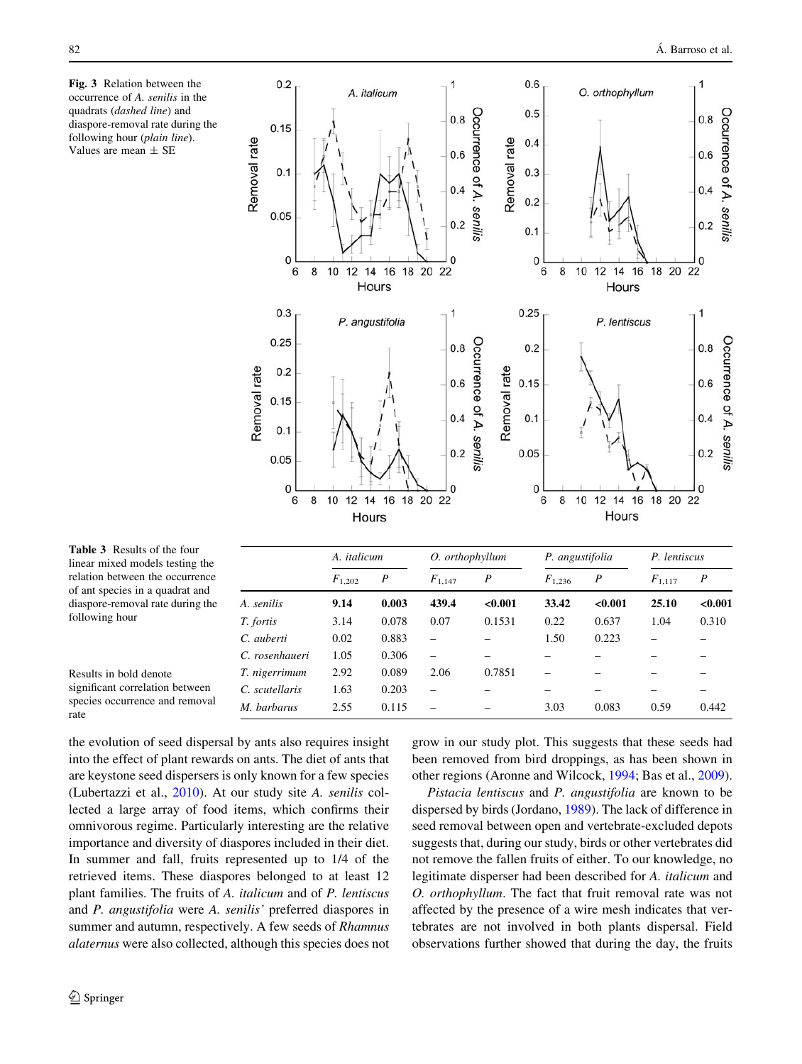**Fig. 3** Relation between the occurrence of *A. senilis* in the quadrats (*dashed line*) and diaspore-removal rate during the following hour (*plain line*). Values are mean ± SE

**Table 3** Results of the four linear mixed models testing the relation between the occurrence of ant species in a quadrat and diaspore-removal rate during the following hour

|  | *A. italicum* |  | *O. orthophyllum* |  | *P. angustifolia* |  | *P. lentiscus* |  |
|---|---|---|---|---|---|---|---|---|
|  | $F_{1,202}$ | *P* | $F_{1,147}$ | *P* | $F_{1,236}$ | *P* | $F_{1,117}$ | *P* |
| *A. senilis* | **9.14** | **0.003** | **439.4** | **<0.001** | **33.42** | **<0.001** | **25.10** | **<0.001** |
| *T. fortis* | 3.14 | 0.078 | 0.07 | 0.1531 | 0.22 | 0.637 | 1.04 | 0.310 |
| *C. auberti* | 0.02 | 0.883 | – | – | 1.50 | 0.223 | – | – |
| *C. rosenhaueri* | 1.05 | 0.306 | – | – | – | – | – | – |
| *T. nigerrimum* | 2.92 | 0.089 | 2.06 | 0.7851 | – | – | – | – |
| *C. scutellaris* | 1.63 | 0.203 | – | – | – | – | – | – |
| *M. barbarus* | 2.55 | 0.115 | – | – | 3.03 | 0.083 | 0.59 | 0.442 |

Results in bold denote significant correlation between species occurrence and removal rate

the evolution of seed dispersal by ants also requires insight into the effect of plant rewards on ants. The diet of ants that are keystone seed dispersers is only known for a few species (Lubertazzi et al., 2010). At our study site *A. senilis* collected a large array of food items, which confirms their omnivorous regime. Particularly interesting are the relative importance and diversity of diaspores included in their diet. In summer and fall, fruits represented up to 1/4 of the retrieved items. These diaspores belonged to at least 12 plant families. The fruits of *A. italicum* and of *P. lentiscus* and *P. angustifolia* were *A. senilis'* preferred diaspores in summer and autumn, respectively. A few seeds of *Rhamnus alaternus* were also collected, although this species does not grow in our study plot. This suggests that these seeds had been removed from bird droppings, as has been shown in other regions (Aronne and Wilcock, 1994; Bas et al., 2009).

*Pistacia lentiscus* and *P. angustifolia* are known to be dispersed by birds (Jordano, 1989). The lack of difference in seed removal between open and vertebrate-excluded depots suggests that, during our study, birds or other vertebrates did not remove the fallen fruits of either. To our knowledge, no legitimate disperser had been described for *A. italicum* and *O. orthophyllum*. The fact that fruit removal rate was not affected by the presence of a wire mesh indicates that vertebrates are not involved in both plants dispersal. Field observations further showed that during the day, the fruits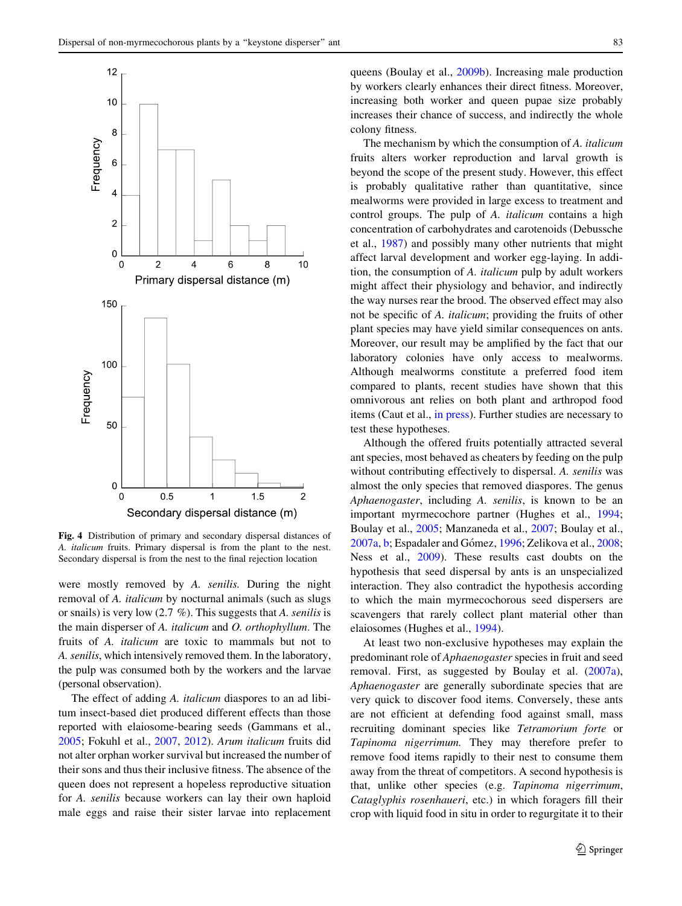Fig. 4 Distribution of primary and secondary dispersal distances of *A. italicum* fruits. Primary dispersal is from the plant to the nest. Secondary dispersal is from the nest to the final rejection location

were mostly removed by *A. senilis.* During the night removal of *A. italicum* by nocturnal animals (such as slugs or snails) is very low (2.7 %). This suggests that *A. senilis* is the main disperser of *A. italicum* and *O. orthophyllum*. The fruits of *A. italicum* are toxic to mammals but not to *A. senilis*, which intensively removed them. In the laboratory, the pulp was consumed both by the workers and the larvae (personal observation).

The effect of adding *A. italicum* diaspores to an ad libitum insect-based diet produced different effects than those reported with elaiosome-bearing seeds (Gammans et al., 2005; Fokuhl et al., 2007, 2012). *Arum italicum* fruits did not alter orphan worker survival but increased the number of their sons and thus their inclusive fitness. The absence of the queen does not represent a hopeless reproductive situation for *A. senilis* because workers can lay their own haploid male eggs and raise their sister larvae into replacement queens (Boulay et al., 2009b). Increasing male production by workers clearly enhances their direct fitness. Moreover, increasing both worker and queen pupae size probably increases their chance of success, and indirectly the whole colony fitness.

The mechanism by which the consumption of *A. italicum* fruits alters worker reproduction and larval growth is beyond the scope of the present study. However, this effect is probably qualitative rather than quantitative, since mealworms were provided in large excess to treatment and control groups. The pulp of *A. italicum* contains a high concentration of carbohydrates and carotenoids (Debussche et al., 1987) and possibly many other nutrients that might affect larval development and worker egg-laying. In addition, the consumption of *A. italicum* pulp by adult workers might affect their physiology and behavior, and indirectly the way nurses rear the brood. The observed effect may also not be specific of *A. italicum*; providing the fruits of other plant species may have yield similar consequences on ants. Moreover, our result may be amplified by the fact that our laboratory colonies have only access to mealworms. Although mealworms constitute a preferred food item compared to plants, recent studies have shown that this omnivorous ant relies on both plant and arthropod food items (Caut et al., in press). Further studies are necessary to test these hypotheses.

Although the offered fruits potentially attracted several ant species, most behaved as cheaters by feeding on the pulp without contributing effectively to dispersal. *A. senilis* was almost the only species that removed diaspores. The genus *Aphaenogaster*, including *A. senilis*, is known to be an important myrmecochore partner (Hughes et al., 1994; Boulay et al., 2005; Manzaneda et al., 2007; Boulay et al., 2007a, b; Espadaler and Gómez, 1996; Zelikova et al., 2008; Ness et al., 2009). These results cast doubts on the hypothesis that seed dispersal by ants is an unspecialized interaction. They also contradict the hypothesis according to which the main myrmecochorous seed dispersers are scavengers that rarely collect plant material other than elaiosomes (Hughes et al., 1994).

At least two non-exclusive hypotheses may explain the predominant role of *Aphaenogaster* species in fruit and seed removal. First, as suggested by Boulay et al. (2007a), *Aphaenogaster* are generally subordinate species that are very quick to discover food items. Conversely, these ants are not efficient at defending food against small, mass recruiting dominant species like *Tetramorium forte* or *Tapinoma nigerrimum.* They may therefore prefer to remove food items rapidly to their nest to consume them away from the threat of competitors. A second hypothesis is that, unlike other species (e.g. *Tapinoma nigerrimum*, *Cataglyphis rosenhaueri*, etc.) in which foragers fill their crop with liquid food in situ in order to regurgitate it to their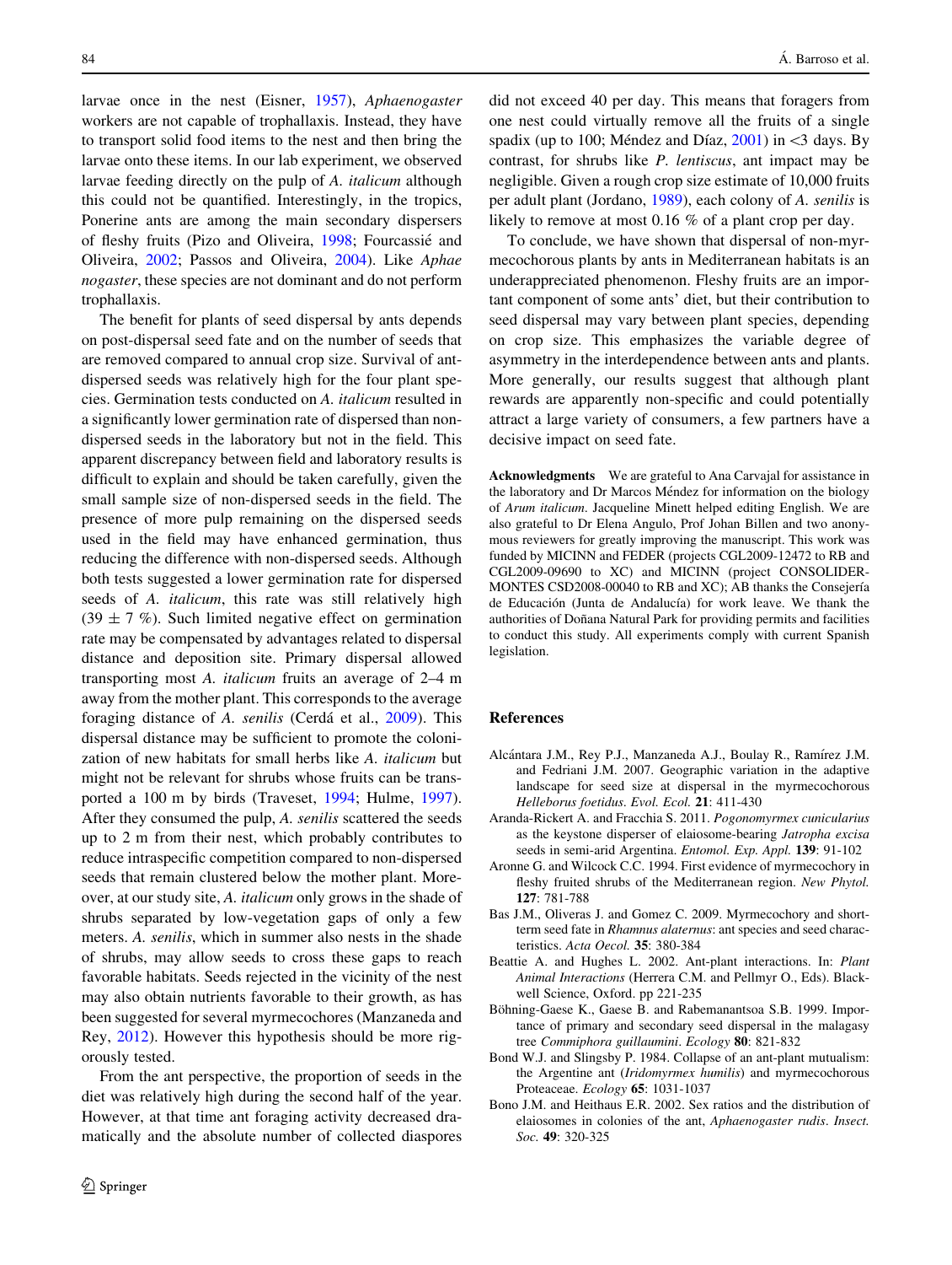larvae once in the nest (Eisner, 1957), *Aphaenogaster* workers are not capable of trophallaxis. Instead, they have to transport solid food items to the nest and then bring the larvae onto these items. In our lab experiment, we observed larvae feeding directly on the pulp of *A. italicum* although this could not be quantified. Interestingly, in the tropics, Ponerine ants are among the main secondary dispersers of fleshy fruits (Pizo and Oliveira, 1998; Fourcassié and Oliveira, 2002; Passos and Oliveira, 2004). Like *Aphaenogaster*, these species are not dominant and do not perform trophallaxis.

The benefit for plants of seed dispersal by ants depends on post-dispersal seed fate and on the number of seeds that are removed compared to annual crop size. Survival of ant-dispersed seeds was relatively high for the four plant species. Germination tests conducted on *A. italicum* resulted in a significantly lower germination rate of dispersed than non-dispersed seeds in the laboratory but not in the field. This apparent discrepancy between field and laboratory results is difficult to explain and should be taken carefully, given the small sample size of non-dispersed seeds in the field. The presence of more pulp remaining on the dispersed seeds used in the field may have enhanced germination, thus reducing the difference with non-dispersed seeds. Although both tests suggested a lower germination rate for dispersed seeds of *A. italicum*, this rate was still relatively high ($39 \pm 7$ %). Such limited negative effect on germination rate may be compensated by advantages related to dispersal distance and deposition site. Primary dispersal allowed transporting most *A. italicum* fruits an average of 2–4 m away from the mother plant. This corresponds to the average foraging distance of *A. senilis* (Cerdá et al., 2009). This dispersal distance may be sufficient to promote the colonization of new habitats for small herbs like *A. italicum* but might not be relevant for shrubs whose fruits can be transported a 100 m by birds (Traveset, 1994; Hulme, 1997). After they consumed the pulp, *A. senilis* scattered the seeds up to 2 m from their nest, which probably contributes to reduce intraspecific competition compared to non-dispersed seeds that remain clustered below the mother plant. Moreover, at our study site, *A. italicum* only grows in the shade of shrubs separated by low-vegetation gaps of only a few meters. *A. senilis*, which in summer also nests in the shade of shrubs, may allow seeds to cross these gaps to reach favorable habitats. Seeds rejected in the vicinity of the nest may also obtain nutrients favorable to their growth, as has been suggested for several myrmecochores (Manzaneda and Rey, 2012). However this hypothesis should be more rigorously tested.

From the ant perspective, the proportion of seeds in the diet was relatively high during the second half of the year. However, at that time ant foraging activity decreased dramatically and the absolute number of collected diaspores did not exceed 40 per day. This means that foragers from one nest could virtually remove all the fruits of a single spadix (up to 100; Méndez and Díaz, 2001) in <3 days. By contrast, for shrubs like *P. lentiscus*, ant impact may be negligible. Given a rough crop size estimate of 10,000 fruits per adult plant (Jordano, 1989), each colony of *A. senilis* is likely to remove at most 0.16 % of a plant crop per day.

To conclude, we have shown that dispersal of non-myrmecochorous plants by ants in Mediterranean habitats is an underappreciated phenomenon. Fleshy fruits are an important component of some ants' diet, but their contribution to seed dispersal may vary between plant species, depending on crop size. This emphasizes the variable degree of asymmetry in the interdependence between ants and plants. More generally, our results suggest that although plant rewards are apparently non-specific and could potentially attract a large variety of consumers, a few partners have a decisive impact on seed fate.

**Acknowledgments** We are grateful to Ana Carvajal for assistance in the laboratory and Dr Marcos Méndez for information on the biology of *Arum italicum*. Jacqueline Minett helped editing English. We are also grateful to Dr Elena Angulo, Prof Johan Billen and two anonymous reviewers for greatly improving the manuscript. This work was funded by MICINN and FEDER (projects CGL2009-12472 to RB and CGL2009-09690 to XC) and MICINN (project CONSOLIDER-MONTES CSD2008-00040 to RB and XC); AB thanks the Consejería de Educación (Junta de Andalucía) for work leave. We thank the authorities of Doñana Natural Park for providing permits and facilities to conduct this study. All experiments comply with current Spanish legislation.

## References

Alcántara J.M., Rey P.J., Manzaneda A.J., Boulay R., Ramírez J.M. and Fedriani J.M. 2007. Geographic variation in the adaptive landscape for seed size at dispersal in the myrmecochorous *Helleborus foetidus*. *Evol. Ecol.* **21**: 411-430

Aranda-Rickert A. and Fracchia S. 2011. *Pogonomyrmex cunicularius* as the keystone disperser of elaiosome-bearing *Jatropha excisa* seeds in semi-arid Argentina. *Entomol. Exp. Appl.* **139**: 91-102

Aronne G. and Wilcock C.C. 1994. First evidence of myrmecochory in fleshy fruited shrubs of the Mediterranean region. *New Phytol.* **127**: 781-788

Bas J.M., Oliveras J. and Gomez C. 2009. Myrmecochory and short-term seed fate in *Rhamnus alaternus*: ant species and seed characteristics. *Acta Oecol.* **35**: 380-384

Beattie A. and Hughes L. 2002. Ant-plant interactions. In: *Plant Animal Interactions* (Herrera C.M. and Pellmyr O., Eds). Blackwell Science, Oxford. pp 221-235

Böhning-Gaese K., Gaese B. and Rabemanantsoa S.B. 1999. Importance of primary and secondary seed dispersal in the malagasy tree *Commiphora guillaumini*. *Ecology* **80**: 821-832

Bond W.J. and Slingsby P. 1984. Collapse of an ant-plant mutualism: the Argentine ant (*Iridomyrmex humilis*) and myrmecochorous Proteaceae. *Ecology* **65**: 1031-1037

Bono J.M. and Heithaus E.R. 2002. Sex ratios and the distribution of elaiosomes in colonies of the ant, *Aphaenogaster rudis*. *Insect. Soc.* **49**: 320-325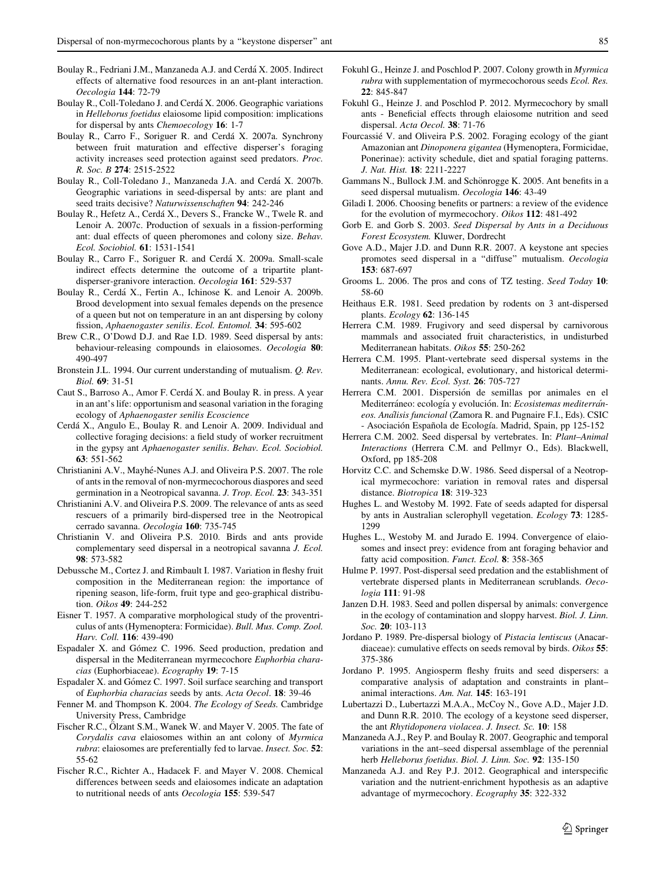Boulay R., Fedriani J.M., Manzaneda A.J. and Cerdá X. 2005. Indirect effects of alternative food resources in an ant-plant interaction. *Oecologia* **144**: 72-79

Boulay R., Coll-Toledano J. and Cerdá X. 2006. Geographic variations in *Helleborus foetidus* elaiosome lipid composition: implications for dispersal by ants *Chemoecology* **16**: 1-7

Boulay R., Carro F., Soriguer R. and Cerdá X. 2007a. Synchrony between fruit maturation and effective disperser's foraging activity increases seed protection against seed predators. *Proc. R. Soc. B* **274**: 2515-2522

Boulay R., Coll-Toledano J., Manzaneda A.J. and Cerdá X. 2007b. Geographic variations in seed-dispersal by ants: are plant and seed traits decisive? *Naturwissenschaften* **94**: 242-246

Boulay R., Hefetz A., Cerdá X., Devers S., Francke W., Twele R. and Lenoir A. 2007c. Production of sexuals in a fission-performing ant: dual effects of queen pheromones and colony size. *Behav. Ecol. Sociobiol.* **61**: 1531-1541

Boulay R., Carro F., Soriguer R. and Cerdá X. 2009a. Small-scale indirect effects determine the outcome of a tripartite plant-disperser-granivore interaction. *Oecologia* **161**: 529-537

Boulay R., Cerdá X., Fertin A., Ichinose K. and Lenoir A. 2009b. Brood development into sexual females depends on the presence of a queen but not on temperature in an ant dispersing by colony fission, *Aphaenogaster senilis*. *Ecol. Entomol.* **34**: 595-602

Brew C.R., O'Dowd D.J. and Rae I.D. 1989. Seed dispersal by ants: behaviour-releasing compounds in elaiosomes. *Oecologia* **80**: 490-497

Bronstein J.L. 1994. Our current understanding of mutualism. *Q. Rev. Biol.* **69**: 31-51

Caut S., Barroso A., Amor F. Cerdá X. and Boulay R. in press. A year in an ant's life: opportunism and seasonal variation in the foraging ecology of *Aphaenogaster senilis Ecoscience*

Cerdá X., Angulo E., Boulay R. and Lenoir A. 2009. Individual and collective foraging decisions: a field study of worker recruitment in the gypsy ant *Aphaenogaster senilis*. *Behav. Ecol. Sociobiol.* **63**: 551-562

Christianini A.V., Mayhé-Nunes A.J. and Oliveira P.S. 2007. The role of ants in the removal of non-myrmecochorous diaspores and seed germination in a Neotropical savanna. *J. Trop. Ecol.* **23**: 343-351

Christianini A.V. and Oliveira P.S. 2009. The relevance of ants as seed rescuers of a primarily bird-dispersed tree in the Neotropical cerrado savanna. *Oecologia* **160**: 735-745

Christianin V. and Oliveira P.S. 2010. Birds and ants provide complementary seed dispersal in a neotropical savanna *J. Ecol.* **98**: 573-582

Debussche M., Cortez J. and Rimbault I. 1987. Variation in fleshy fruit composition in the Mediterranean region: the importance of ripening season, life-form, fruit type and geo-graphical distribution. *Oikos* **49**: 244-252

Eisner T. 1957. A comparative morphological study of the proventriculus of ants (Hymenoptera: Formicidae). *Bull. Mus. Comp. Zool. Harv. Coll.* **116**: 439-490

Espadaler X. and Gómez C. 1996. Seed production, predation and dispersal in the Mediterranean myrmecochore *Euphorbia characias* (Euphorbiaceae). *Ecography* **19**: 7-15

Espadaler X. and Gómez C. 1997. Soil surface searching and transport of *Euphorbia characias* seeds by ants. *Acta Oecol*. **18**: 39-46

Fenner M. and Thompson K. 2004. *The Ecology of Seeds.* Cambridge University Press, Cambridge

Fischer R.C., Ölzant S.M., Wanek W. and Mayer V. 2005. The fate of *Corydalis cava* elaiosomes within an ant colony of *Myrmica rubra*: elaiosomes are preferentially fed to larvae. *Insect. Soc.* **52**: 55-62

Fischer R.C., Richter A., Hadacek F. and Mayer V. 2008. Chemical differences between seeds and elaiosomes indicate an adaptation to nutritional needs of ants *Oecologia* **155**: 539-547

Fokuhl G., Heinze J. and Poschlod P. 2007. Colony growth in *Myrmica rubra* with supplementation of myrmecochorous seeds *Ecol. Res.* **22**: 845-847

Fokuhl G., Heinze J. and Poschlod P. 2012. Myrmecochory by small ants - Beneficial effects through elaiosome nutrition and seed dispersal. *Acta Oecol.* **38**: 71-76

Fourcassié V. and Oliveira P.S. 2002. Foraging ecology of the giant Amazonian ant *Dinoponera gigantea* (Hymenoptera, Formicidae, Ponerinae): activity schedule, diet and spatial foraging patterns. *J. Nat. Hist.* **18**: 2211-2227

Gammans N., Bullock J.M. and Schönrogge K. 2005. Ant benefits in a seed dispersal mutualism. *Oecologia* **146**: 43-49

Giladi I. 2006. Choosing benefits or partners: a review of the evidence for the evolution of myrmecochory. *Oikos* **112**: 481-492

Gorb E. and Gorb S. 2003. *Seed Dispersal by Ants in a Deciduous Forest Ecosystem.* Kluwer, Dordrecht

Gove A.D., Majer J.D. and Dunn R.R. 2007. A keystone ant species promotes seed dispersal in a "diffuse" mutualism. *Oecologia* **153**: 687-697

Grooms L. 2006. The pros and cons of TZ testing. *Seed Today* **10**: 58-60

Heithaus E.R. 1981. Seed predation by rodents on 3 ant-dispersed plants. *Ecology* **62**: 136-145

Herrera C.M. 1989. Frugivory and seed dispersal by carnivorous mammals and associated fruit characteristics, in undisturbed Mediterranean habitats. *Oikos* **55**: 250-262

Herrera C.M. 1995. Plant-vertebrate seed dispersal systems in the Mediterranean: ecological, evolutionary, and historical determinants. *Annu. Rev. Ecol. Syst.* **26**: 705-727

Herrera C.M. 2001. Dispersión de semillas por animales en el Mediterráneo: ecología y evolución. In: *Ecosistemas mediterráneos. Análisis funcional* (Zamora R. and Pugnaire F.I., Eds). CSIC - Asociación Española de Ecología. Madrid, Spain, pp 125-152

Herrera C.M. 2002. Seed dispersal by vertebrates. In: *Plant–Animal Interactions* (Herrera C.M. and Pellmyr O., Eds). Blackwell, Oxford, pp 185-208

Horvitz C.C. and Schemske D.W. 1986. Seed dispersal of a Neotropical myrmecochore: variation in removal rates and dispersal distance. *Biotropica* **18**: 319-323

Hughes L. and Westoby M. 1992. Fate of seeds adapted for dispersal by ants in Australian sclerophyll vegetation. *Ecology* **73**: 1285-1299

Hughes L., Westoby M. and Jurado E. 1994. Convergence of elaiosomes and insect prey: evidence from ant foraging behavior and fatty acid composition. *Funct. Ecol.* **8**: 358-365

Hulme P. 1997. Post-dispersal seed predation and the establishment of vertebrate dispersed plants in Mediterranean scrublands. *Oecologia* **111**: 91-98

Janzen D.H. 1983. Seed and pollen dispersal by animals: convergence in the ecology of contamination and sloppy harvest. *Biol. J. Linn. Soc.* **20**: 103-113

Jordano P. 1989. Pre-dispersal biology of *Pistacia lentiscus* (Anacardiaceae): cumulative effects on seeds removal by birds. *Oikos* **55**: 375-386

Jordano P. 1995. Angiosperm fleshy fruits and seed dispersers: a comparative analysis of adaptation and constraints in plant–animal interactions. *Am. Nat.* **145**: 163-191

Lubertazzi D., Lubertazzi M.A.A., McCoy N., Gove A.D., Majer J.D. and Dunn R.R. 2010. The ecology of a keystone seed disperser, the ant *Rhytidoponera violacea*. *J. Insect. Sc.* **10**: 158

Manzaneda A.J., Rey P. and Boulay R. 2007. Geographic and temporal variations in the ant–seed dispersal assemblage of the perennial herb *Helleborus foetidus*. *Biol. J. Linn. Soc.* **92**: 135-150

Manzaneda A.J. and Rey P.J. 2012. Geographical and interspecific variation and the nutrient-enrichment hypothesis as an adaptive advantage of myrmecochory. *Ecography* **35**: 322-332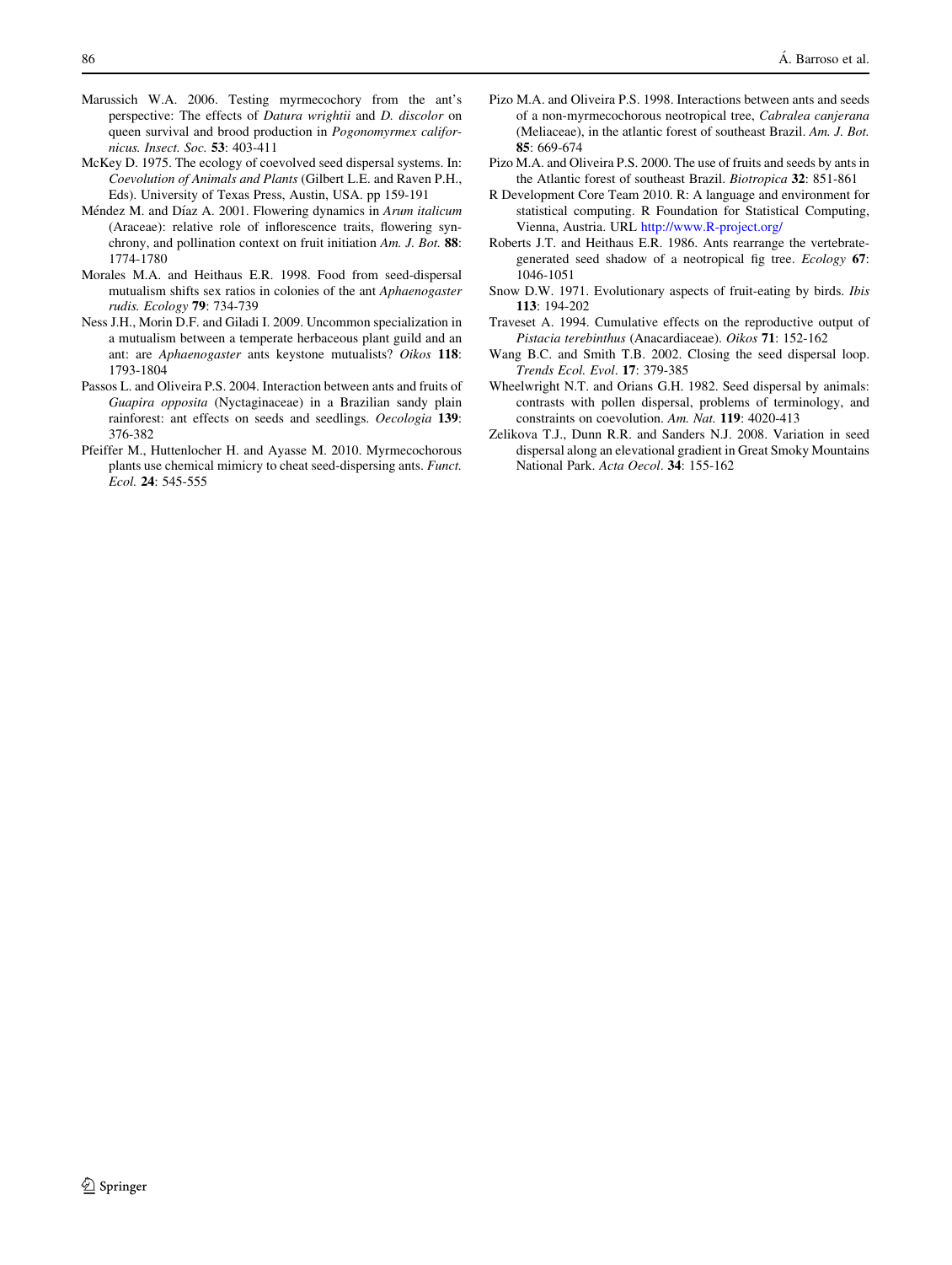Marussich W.A. 2006. Testing myrmecochory from the ant's perspective: The effects of *Datura wrightii* and *D. discolor* on queen survival and brood production in *Pogonomyrmex californicus*. *Insect. Soc.* **53**: 403-411

McKey D. 1975. The ecology of coevolved seed dispersal systems. In: *Coevolution of Animals and Plants* (Gilbert L.E. and Raven P.H., Eds). University of Texas Press, Austin, USA. pp 159-191

Méndez M. and Díaz A. 2001. Flowering dynamics in *Arum italicum* (Araceae): relative role of inflorescence traits, flowering synchrony, and pollination context on fruit initiation *Am. J. Bot.* **88**: 1774-1780

Morales M.A. and Heithaus E.R. 1998. Food from seed-dispersal mutualism shifts sex ratios in colonies of the ant *Aphaenogaster rudis*. *Ecology* **79**: 734-739

Ness J.H., Morin D.F. and Giladi I. 2009. Uncommon specialization in a mutualism between a temperate herbaceous plant guild and an ant: are *Aphaenogaster* ants keystone mutualists? *Oikos* **118**: 1793-1804

Passos L. and Oliveira P.S. 2004. Interaction between ants and fruits of *Guapira opposita* (Nyctaginaceae) in a Brazilian sandy plain rainforest: ant effects on seeds and seedlings. *Oecologia* **139**: 376-382

Pfeiffer M., Huttenlocher H. and Ayasse M. 2010. Myrmecochorous plants use chemical mimicry to cheat seed-dispersing ants. *Funct. Ecol.* **24**: 545-555

Pizo M.A. and Oliveira P.S. 1998. Interactions between ants and seeds of a non-myrmecochorous neotropical tree, *Cabralea canjerana* (Meliaceae), in the atlantic forest of southeast Brazil. *Am. J. Bot.* **85**: 669-674

Pizo M.A. and Oliveira P.S. 2000. The use of fruits and seeds by ants in the Atlantic forest of southeast Brazil. *Biotropica* **32**: 851-861

R Development Core Team 2010. R: A language and environment for statistical computing. R Foundation for Statistical Computing, Vienna, Austria. URL http://www.R-project.org/

Roberts J.T. and Heithaus E.R. 1986. Ants rearrange the vertebrate-generated seed shadow of a neotropical fig tree. *Ecology* **67**: 1046-1051

Snow D.W. 1971. Evolutionary aspects of fruit-eating by birds. *Ibis* **113**: 194-202

Traveset A. 1994. Cumulative effects on the reproductive output of *Pistacia terebinthus* (Anacardiaceae). *Oikos* **71**: 152-162

Wang B.C. and Smith T.B. 2002. Closing the seed dispersal loop. *Trends Ecol. Evol*. **17**: 379-385

Wheelwright N.T. and Orians G.H. 1982. Seed dispersal by animals: contrasts with pollen dispersal, problems of terminology, and constraints on coevolution. *Am. Nat.* **119**: 4020-413

Zelikova T.J., Dunn R.R. and Sanders N.J. 2008. Variation in seed dispersal along an elevational gradient in Great Smoky Mountains National Park. *Acta Oecol*. **34**: 155-162